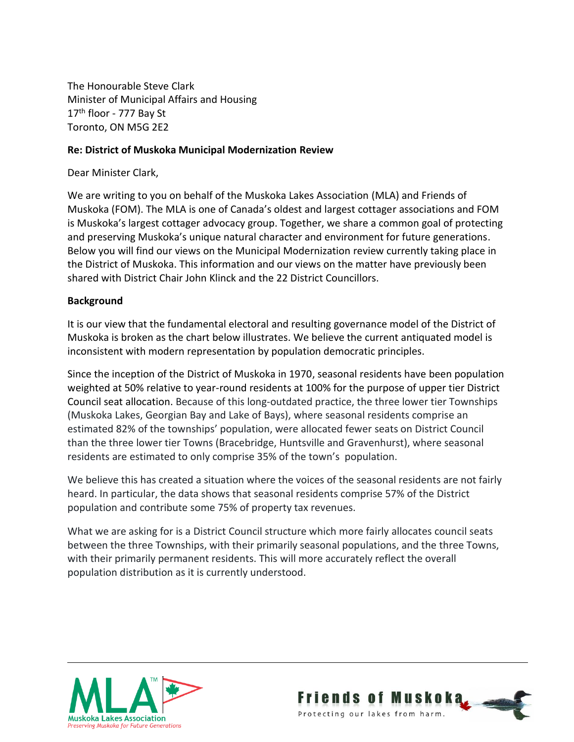The Honourable Steve Clark
Minister of Municipal Affairs and Housing
17th floor - 777 Bay St
Toronto, ON M5G 2E2

**Re: District of Muskoka Municipal Modernization Review**

Dear Minister Clark,

We are writing to you on behalf of the Muskoka Lakes Association (MLA) and Friends of Muskoka (FOM). The MLA is one of Canada's oldest and largest cottager associations and FOM is Muskoka's largest cottager advocacy group. Together, we share a common goal of protecting and preserving Muskoka's unique natural character and environment for future generations. Below you will find our views on the Municipal Modernization review currently taking place in the District of Muskoka. This information and our views on the matter have previously been shared with District Chair John Klinck and the 22 District Councillors.

**Background**

It is our view that the fundamental electoral and resulting governance model of the District of Muskoka is broken as the chart below illustrates. We believe the current antiquated model is inconsistent with modern representation by population democratic principles.

Since the inception of the District of Muskoka in 1970, seasonal residents have been population weighted at 50% relative to year-round residents at 100% for the purpose of upper tier District Council seat allocation. Because of this long-outdated practice, the three lower tier Townships (Muskoka Lakes, Georgian Bay and Lake of Bays), where seasonal residents comprise an estimated 82% of the townships' population, were allocated fewer seats on District Council than the three lower tier Towns (Bracebridge, Huntsville and Gravenhurst), where seasonal residents are estimated to only comprise 35% of the town's population.

We believe this has created a situation where the voices of the seasonal residents are not fairly heard. In particular, the data shows that seasonal residents comprise 57% of the District population and contribute some 75% of property tax revenues.

What we are asking for is a District Council structure which more fairly allocates council seats between the three Townships, with their primarily seasonal populations, and the three Towns, with their primarily permanent residents. This will more accurately reflect the overall population distribution as it is currently understood.

MLA Muskoka Lakes Association — *Preserving Muskoka for Future Generations*

Friends of Muskoka — Protecting our lakes from harm.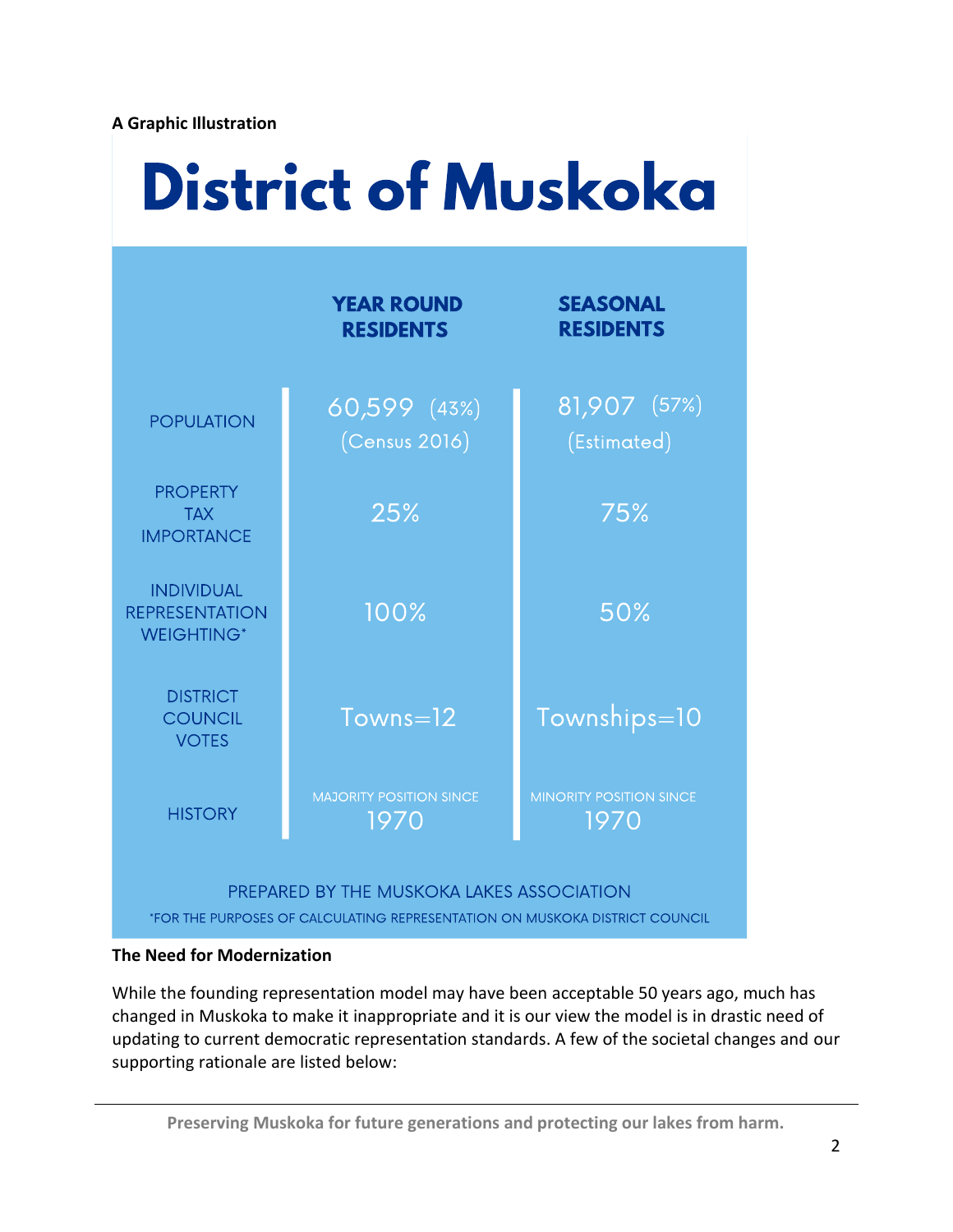**A Graphic Illustration**

# District of Muskoka

| | YEAR ROUND RESIDENTS | SEASONAL RESIDENTS |
|---|---|---|
| POPULATION | 60,599 (43%) (Census 2016) | 81,907 (57%) (Estimated) |
| PROPERTY TAX IMPORTANCE | 25% | 75% |
| INDIVIDUAL REPRESENTATION WEIGHTING* | 100% | 50% |
| DISTRICT COUNCIL VOTES | Towns=12 | Townships=10 |
| HISTORY | MAJORITY POSITION SINCE 1970 | MINORITY POSITION SINCE 1970 |

PREPARED BY THE MUSKOKA LAKES ASSOCIATION

*FOR THE PURPOSES OF CALCULATING REPRESENTATION ON MUSKOKA DISTRICT COUNCIL

**The Need for Modernization**

While the founding representation model may have been acceptable 50 years ago, much has changed in Muskoka to make it inappropriate and it is our view the model is in drastic need of updating to current democratic representation standards. A few of the societal changes and our supporting rationale are listed below:

Preserving Muskoka for future generations and protecting our lakes from harm.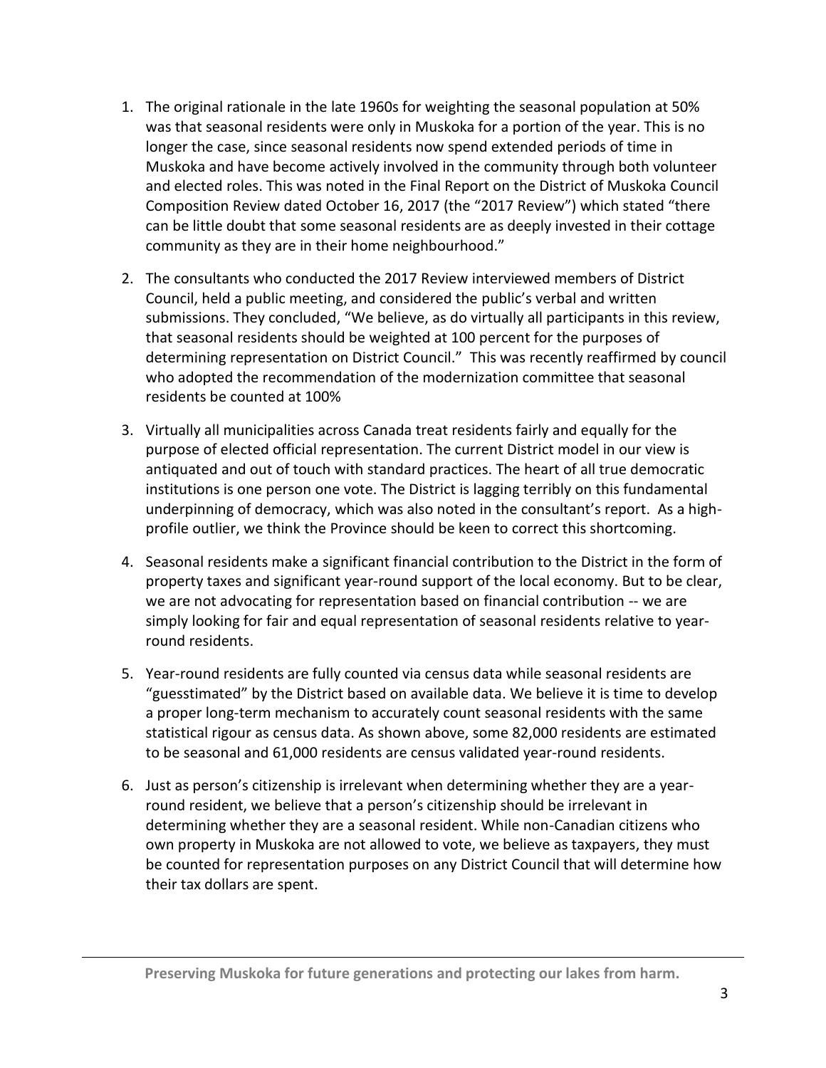1. The original rationale in the late 1960s for weighting the seasonal population at 50% was that seasonal residents were only in Muskoka for a portion of the year. This is no longer the case, since seasonal residents now spend extended periods of time in Muskoka and have become actively involved in the community through both volunteer and elected roles. This was noted in the Final Report on the District of Muskoka Council Composition Review dated October 16, 2017 (the "2017 Review") which stated "there can be little doubt that some seasonal residents are as deeply invested in their cottage community as they are in their home neighbourhood."

2. The consultants who conducted the 2017 Review interviewed members of District Council, held a public meeting, and considered the public's verbal and written submissions. They concluded, "We believe, as do virtually all participants in this review, that seasonal residents should be weighted at 100 percent for the purposes of determining representation on District Council." This was recently reaffirmed by council who adopted the recommendation of the modernization committee that seasonal residents be counted at 100%

3. Virtually all municipalities across Canada treat residents fairly and equally for the purpose of elected official representation. The current District model in our view is antiquated and out of touch with standard practices. The heart of all true democratic institutions is one person one vote. The District is lagging terribly on this fundamental underpinning of democracy, which was also noted in the consultant's report. As a high-profile outlier, we think the Province should be keen to correct this shortcoming.

4. Seasonal residents make a significant financial contribution to the District in the form of property taxes and significant year-round support of the local economy. But to be clear, we are not advocating for representation based on financial contribution -- we are simply looking for fair and equal representation of seasonal residents relative to year-round residents.

5. Year-round residents are fully counted via census data while seasonal residents are "guesstimated" by the District based on available data. We believe it is time to develop a proper long-term mechanism to accurately count seasonal residents with the same statistical rigour as census data. As shown above, some 82,000 residents are estimated to be seasonal and 61,000 residents are census validated year-round residents.

6. Just as person's citizenship is irrelevant when determining whether they are a year-round resident, we believe that a person's citizenship should be irrelevant in determining whether they are a seasonal resident. While non-Canadian citizens who own property in Muskoka are not allowed to vote, we believe as taxpayers, they must be counted for representation purposes on any District Council that will determine how their tax dollars are spent.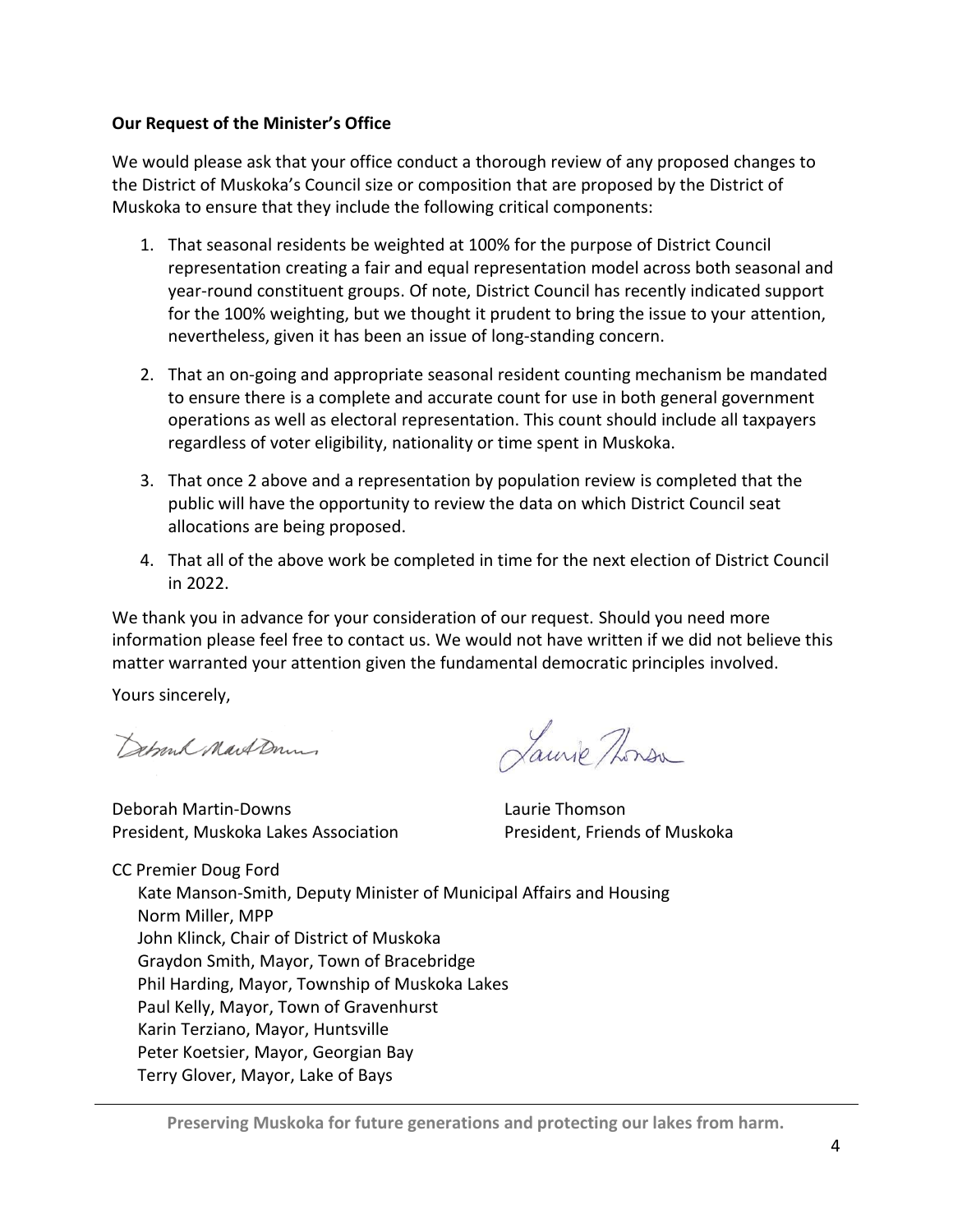**Our Request of the Minister's Office**

We would please ask that your office conduct a thorough review of any proposed changes to the District of Muskoka's Council size or composition that are proposed by the District of Muskoka to ensure that they include the following critical components:

1. That seasonal residents be weighted at 100% for the purpose of District Council representation creating a fair and equal representation model across both seasonal and year-round constituent groups. Of note, District Council has recently indicated support for the 100% weighting, but we thought it prudent to bring the issue to your attention, nevertheless, given it has been an issue of long-standing concern.
2. That an on-going and appropriate seasonal resident counting mechanism be mandated to ensure there is a complete and accurate count for use in both general government operations as well as electoral representation. This count should include all taxpayers regardless of voter eligibility, nationality or time spent in Muskoka.
3. That once 2 above and a representation by population review is completed that the public will have the opportunity to review the data on which District Council seat allocations are being proposed.
4. That all of the above work be completed in time for the next election of District Council in 2022.

We thank you in advance for your consideration of our request. Should you need more information please feel free to contact us. We would not have written if we did not believe this matter warranted your attention given the fundamental democratic principles involved.

Yours sincerely,

Deborah Martin-Downs
President, Muskoka Lakes Association

Laurie Thomson
President, Friends of Muskoka

CC Premier Doug Ford
Kate Manson-Smith, Deputy Minister of Municipal Affairs and Housing
Norm Miller, MPP
John Klinck, Chair of District of Muskoka
Graydon Smith, Mayor, Town of Bracebridge
Phil Harding, Mayor, Township of Muskoka Lakes
Paul Kelly, Mayor, Town of Gravenhurst
Karin Terziano, Mayor, Huntsville
Peter Koetsier, Mayor, Georgian Bay
Terry Glover, Mayor, Lake of Bays

**Preserving Muskoka for future generations and protecting our lakes from harm.**